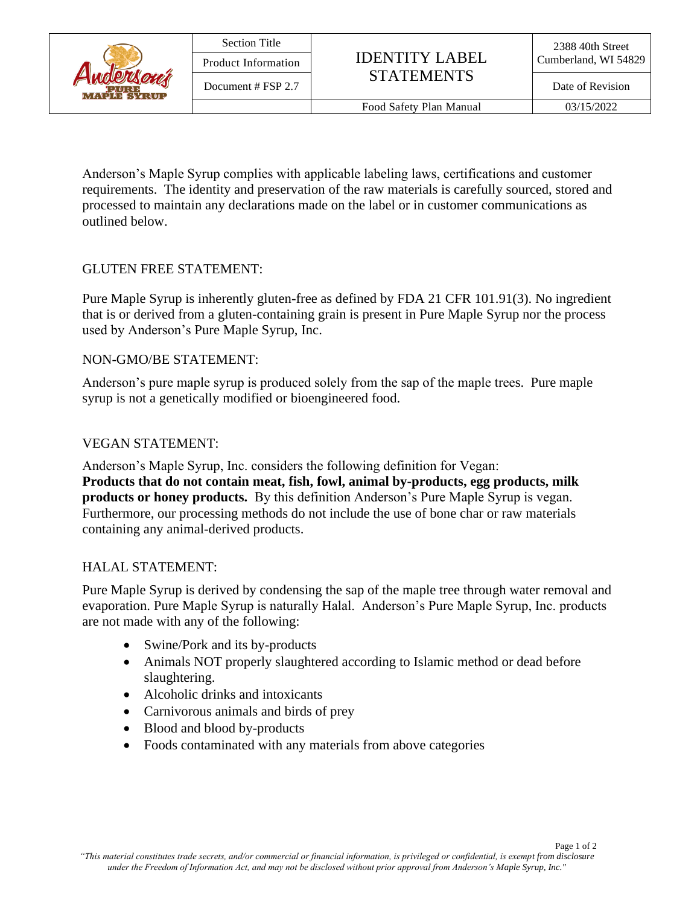| Section Title | IDENTITY LABEL STATEMENTS | 2388 40th Street Cumberland, WI 54829 |
|---|---|---|
| Product Information | | |
| Document # FSP 2.7 | | Date of Revision |
| | Food Safety Plan Manual | 03/15/2022 |

Anderson's Maple Syrup complies with applicable labeling laws, certifications and customer requirements. The identity and preservation of the raw materials is carefully sourced, stored and processed to maintain any declarations made on the label or in customer communications as outlined below.

GLUTEN FREE STATEMENT:

Pure Maple Syrup is inherently gluten-free as defined by FDA 21 CFR 101.91(3). No ingredient that is or derived from a gluten-containing grain is present in Pure Maple Syrup nor the process used by Anderson's Pure Maple Syrup, Inc.

NON-GMO/BE STATEMENT:

Anderson's pure maple syrup is produced solely from the sap of the maple trees. Pure maple syrup is not a genetically modified or bioengineered food.

VEGAN STATEMENT:

Anderson's Maple Syrup, Inc. considers the following definition for Vegan:
**Products that do not contain meat, fish, fowl, animal by-products, egg products, milk products or honey products.** By this definition Anderson's Pure Maple Syrup is vegan. Furthermore, our processing methods do not include the use of bone char or raw materials containing any animal-derived products.

HALAL STATEMENT:

Pure Maple Syrup is derived by condensing the sap of the maple tree through water removal and evaporation. Pure Maple Syrup is naturally Halal. Anderson's Pure Maple Syrup, Inc. products are not made with any of the following:

- Swine/Pork and its by-products
- Animals NOT properly slaughtered according to Islamic method or dead before slaughtering.
- Alcoholic drinks and intoxicants
- Carnivorous animals and birds of prey
- Blood and blood by-products
- Foods contaminated with any materials from above categories

*"This material constitutes trade secrets, and/or commercial or financial information, is privileged or confidential, is exempt from disclosure under the Freedom of Information Act, and may not be disclosed without prior approval from Anderson's Maple Syrup, Inc."*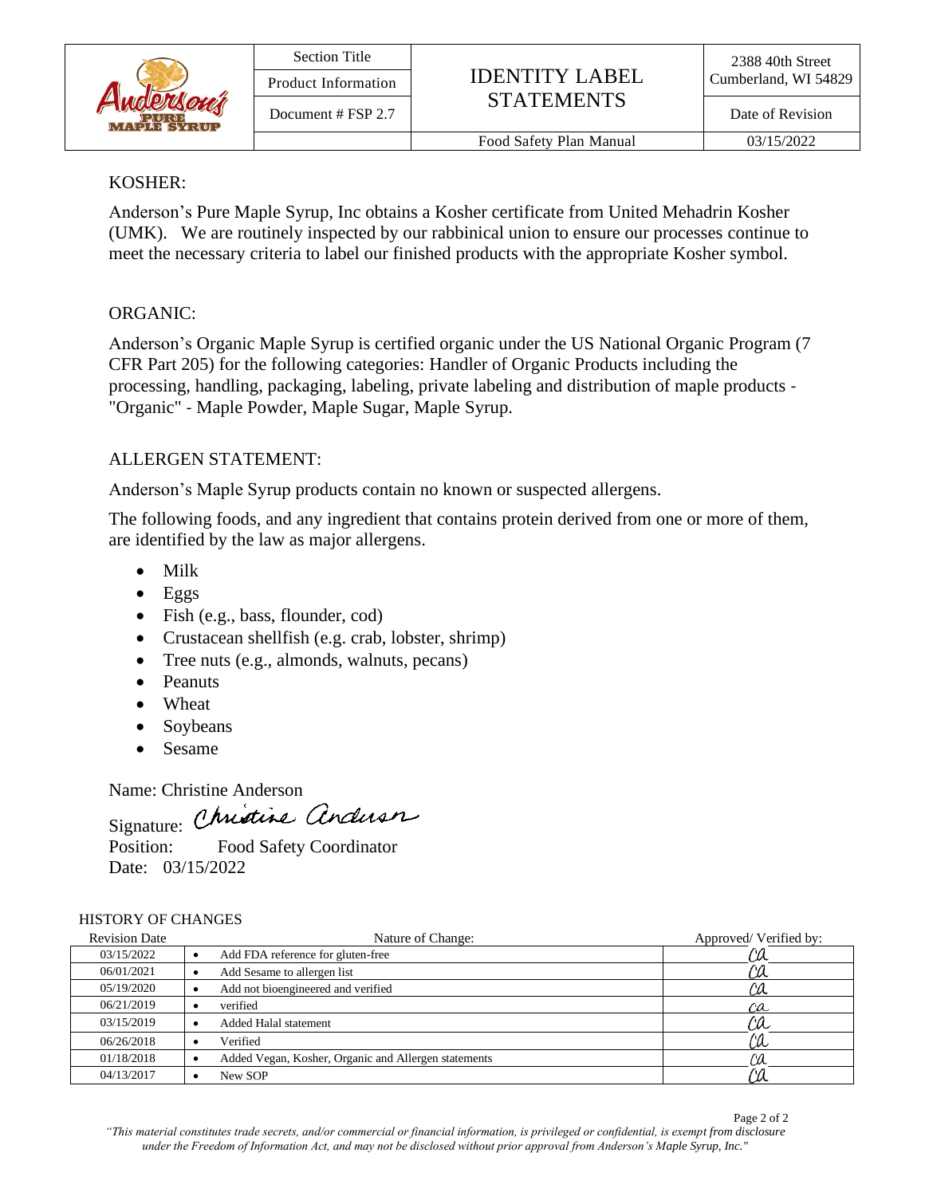| | Section Title | IDENTITY LABEL STATEMENTS | 2388 40th Street Cumberland, WI 54829 |
|---|---|---|---|
| | Product Information | | |
| | Document # FSP 2.7 | | Date of Revision |
| | | Food Safety Plan Manual | 03/15/2022 |

## KOSHER:

Anderson's Pure Maple Syrup, Inc obtains a Kosher certificate from United Mehadrin Kosher (UMK). We are routinely inspected by our rabbinical union to ensure our processes continue to meet the necessary criteria to label our finished products with the appropriate Kosher symbol.

## ORGANIC:

Anderson's Organic Maple Syrup is certified organic under the US National Organic Program (7 CFR Part 205) for the following categories: Handler of Organic Products including the processing, handling, packaging, labeling, private labeling and distribution of maple products - "Organic" - Maple Powder, Maple Sugar, Maple Syrup.

## ALLERGEN STATEMENT:

Anderson's Maple Syrup products contain no known or suspected allergens.

The following foods, and any ingredient that contains protein derived from one or more of them, are identified by the law as major allergens.

- Milk
- Eggs
- Fish (e.g., bass, flounder, cod)
- Crustacean shellfish (e.g. crab, lobster, shrimp)
- Tree nuts (e.g., almonds, walnuts, pecans)
- Peanuts
- Wheat
- Soybeans
- Sesame

Name: Christine Anderson
Signature: Christine Anderson
Position: Food Safety Coordinator
Date: 03/15/2022

HISTORY OF CHANGES

| Revision Date | Nature of Change: | Approved/ Verified by: |
|---|---|---|
| 03/15/2022 | • Add FDA reference for gluten-free | CA |
| 06/01/2021 | • Add Sesame to allergen list | CA |
| 05/19/2020 | • Add not bioengineered and verified | CA |
| 06/21/2019 | • verified | CA |
| 03/15/2019 | • Added Halal statement | CA |
| 06/26/2018 | • Verified | CA |
| 01/18/2018 | • Added Vegan, Kosher, Organic and Allergen statements | CA |
| 04/13/2017 | • New SOP | CA |

*"This material constitutes trade secrets, and/or commercial or financial information, is privileged or confidential, is exempt from disclosure under the Freedom of Information Act, and may not be disclosed without prior approval from Anderson's Maple Syrup, Inc."*